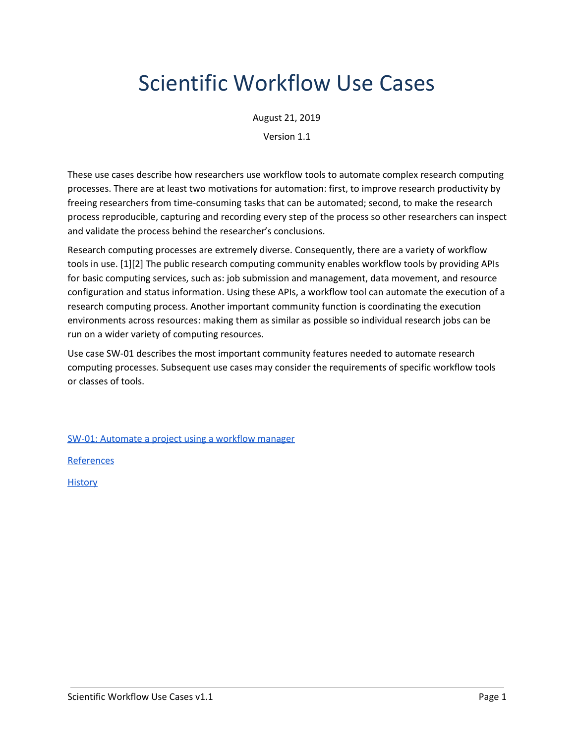# Scientific Workflow Use Cases

August 21, 2019

Version 1.1

These use cases describe how researchers use workflow tools to automate complex research computing processes. There are at least two motivations for automation: first, to improve research productivity by freeing researchers from time-consuming tasks that can be automated; second, to make the research process reproducible, capturing and recording every step of the process so other researchers can inspect and validate the process behind the researcher's conclusions.

Research computing processes are extremely diverse. Consequently, there are a variety of workflow tools in use. [1][2] The public research computing community enables workflow tools by providing APIs for basic computing services, such as: job submission and management, data movement, and resource configuration and status information. Using these APIs, a workflow tool can automate the execution of a research computing process. Another important community function is coordinating the execution environments across resources: making them as similar as possible so individual research jobs can be run on a wider variety of computing resources.

Use case SW-01 describes the most important community features needed to automate research computing processes. Subsequent use cases may consider the requirements of specific workflow tools or classes of tools.

SW-01: Automate a project using a workflow manager

References

History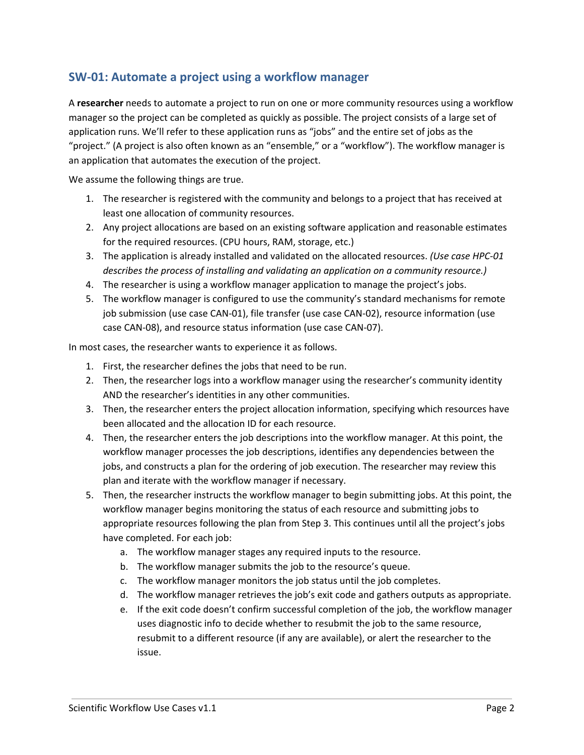## SW-01: Automate a project using a workflow manager

A **researcher** needs to automate a project to run on one or more community resources using a workflow manager so the project can be completed as quickly as possible. The project consists of a large set of application runs. We'll refer to these application runs as "jobs" and the entire set of jobs as the "project." (A project is also often known as an "ensemble," or a "workflow"). The workflow manager is an application that automates the execution of the project.

We assume the following things are true.

1. The researcher is registered with the community and belongs to a project that has received at least one allocation of community resources.
2. Any project allocations are based on an existing software application and reasonable estimates for the required resources. (CPU hours, RAM, storage, etc.)
3. The application is already installed and validated on the allocated resources. *(Use case HPC-01 describes the process of installing and validating an application on a community resource.)*
4. The researcher is using a workflow manager application to manage the project's jobs.
5. The workflow manager is configured to use the community's standard mechanisms for remote job submission (use case CAN-01), file transfer (use case CAN-02), resource information (use case CAN-08), and resource status information (use case CAN-07).

In most cases, the researcher wants to experience it as follows.

1. First, the researcher defines the jobs that need to be run.
2. Then, the researcher logs into a workflow manager using the researcher's community identity AND the researcher's identities in any other communities.
3. Then, the researcher enters the project allocation information, specifying which resources have been allocated and the allocation ID for each resource.
4. Then, the researcher enters the job descriptions into the workflow manager. At this point, the workflow manager processes the job descriptions, identifies any dependencies between the jobs, and constructs a plan for the ordering of job execution. The researcher may review this plan and iterate with the workflow manager if necessary.
5. Then, the researcher instructs the workflow manager to begin submitting jobs. At this point, the workflow manager begins monitoring the status of each resource and submitting jobs to appropriate resources following the plan from Step 3. This continues until all the project's jobs have completed. For each job:
   a. The workflow manager stages any required inputs to the resource.
   b. The workflow manager submits the job to the resource's queue.
   c. The workflow manager monitors the job status until the job completes.
   d. The workflow manager retrieves the job's exit code and gathers outputs as appropriate.
   e. If the exit code doesn't confirm successful completion of the job, the workflow manager uses diagnostic info to decide whether to resubmit the job to the same resource, resubmit to a different resource (if any are available), or alert the researcher to the issue.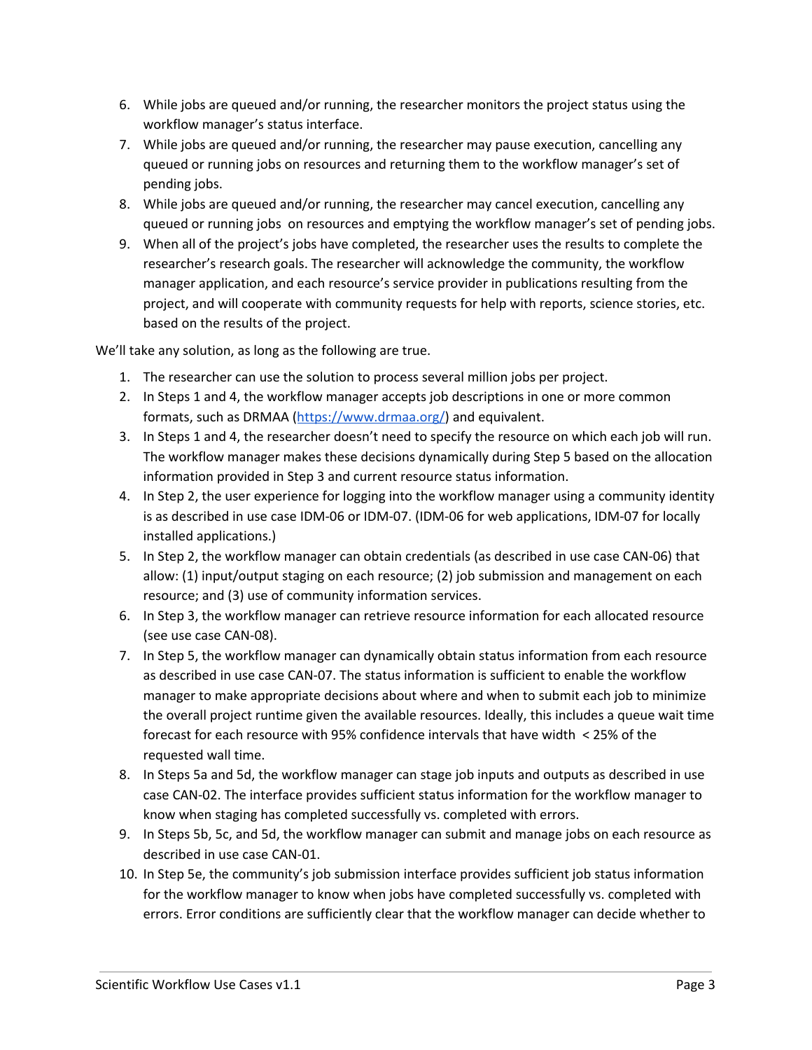6. While jobs are queued and/or running, the researcher monitors the project status using the workflow manager's status interface.
7. While jobs are queued and/or running, the researcher may pause execution, cancelling any queued or running jobs on resources and returning them to the workflow manager's set of pending jobs.
8. While jobs are queued and/or running, the researcher may cancel execution, cancelling any queued or running jobs on resources and emptying the workflow manager's set of pending jobs.
9. When all of the project's jobs have completed, the researcher uses the results to complete the researcher's research goals. The researcher will acknowledge the community, the workflow manager application, and each resource's service provider in publications resulting from the project, and will cooperate with community requests for help with reports, science stories, etc. based on the results of the project.

We'll take any solution, as long as the following are true.

1. The researcher can use the solution to process several million jobs per project.
2. In Steps 1 and 4, the workflow manager accepts job descriptions in one or more common formats, such as DRMAA ([https://www.drmaa.org/](https://www.drmaa.org/)) and equivalent.
3. In Steps 1 and 4, the researcher doesn't need to specify the resource on which each job will run. The workflow manager makes these decisions dynamically during Step 5 based on the allocation information provided in Step 3 and current resource status information.
4. In Step 2, the user experience for logging into the workflow manager using a community identity is as described in use case IDM-06 or IDM-07. (IDM-06 for web applications, IDM-07 for locally installed applications.)
5. In Step 2, the workflow manager can obtain credentials (as described in use case CAN-06) that allow: (1) input/output staging on each resource; (2) job submission and management on each resource; and (3) use of community information services.
6. In Step 3, the workflow manager can retrieve resource information for each allocated resource (see use case CAN-08).
7. In Step 5, the workflow manager can dynamically obtain status information from each resource as described in use case CAN-07. The status information is sufficient to enable the workflow manager to make appropriate decisions about where and when to submit each job to minimize the overall project runtime given the available resources. Ideally, this includes a queue wait time forecast for each resource with 95% confidence intervals that have width < 25% of the requested wall time.
8. In Steps 5a and 5d, the workflow manager can stage job inputs and outputs as described in use case CAN-02. The interface provides sufficient status information for the workflow manager to know when staging has completed successfully vs. completed with errors.
9. In Steps 5b, 5c, and 5d, the workflow manager can submit and manage jobs on each resource as described in use case CAN-01.
10. In Step 5e, the community's job submission interface provides sufficient job status information for the workflow manager to know when jobs have completed successfully vs. completed with errors. Error conditions are sufficiently clear that the workflow manager can decide whether to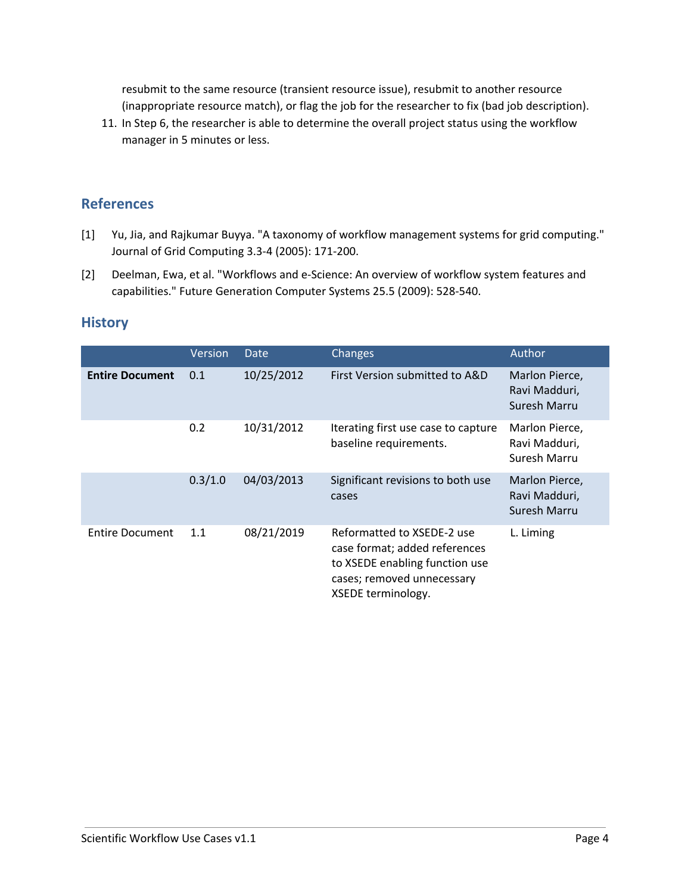resubmit to the same resource (transient resource issue), resubmit to another resource (inappropriate resource match), or flag the job for the researcher to fix (bad job description).

11. In Step 6, the researcher is able to determine the overall project status using the workflow manager in 5 minutes or less.

## References

[1] Yu, Jia, and Rajkumar Buyya. "A taxonomy of workflow management systems for grid computing." Journal of Grid Computing 3.3-4 (2005): 171-200.

[2] Deelman, Ewa, et al. "Workflows and e-Science: An overview of workflow system features and capabilities." Future Generation Computer Systems 25.5 (2009): 528-540.

## History

| | Version | Date | Changes | Author |
|---|---|---|---|---|
| **Entire Document** | 0.1 | 10/25/2012 | First Version submitted to A&D | Marlon Pierce, Ravi Madduri, Suresh Marru |
| | 0.2 | 10/31/2012 | Iterating first use case to capture baseline requirements. | Marlon Pierce, Ravi Madduri, Suresh Marru |
| | 0.3/1.0 | 04/03/2013 | Significant revisions to both use cases | Marlon Pierce, Ravi Madduri, Suresh Marru |
| Entire Document | 1.1 | 08/21/2019 | Reformatted to XSEDE-2 use case format; added references to XSEDE enabling function use cases; removed unnecessary XSEDE terminology. | L. Liming |